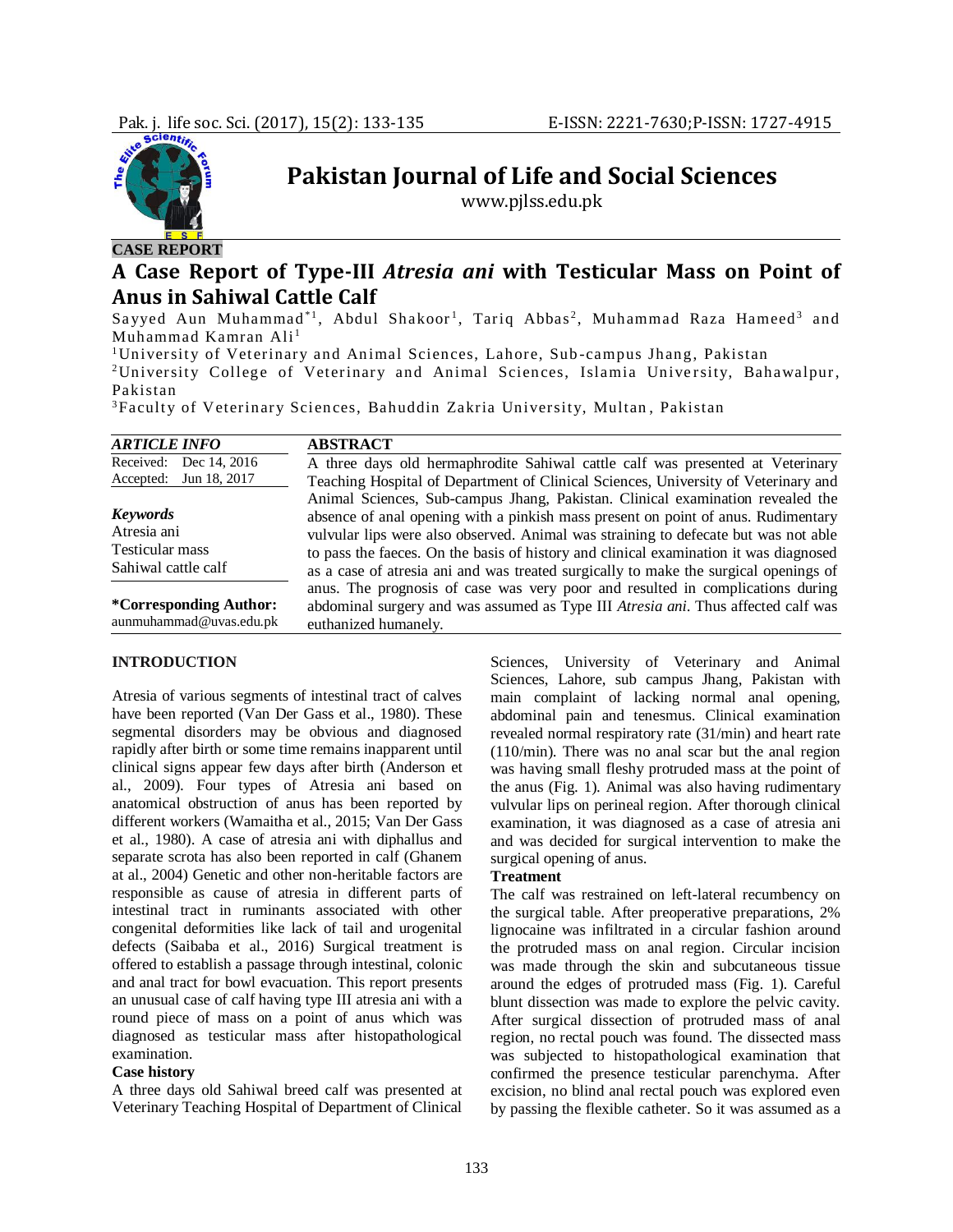**CASE REPORT**

# A Case Report of Type-III *Atresia ani* with Testicular Mass on Point of Anus in Sahiwal Cattle Calf

Sayyed Aun Muhammad[*1], Abdul Shakoor[1], Tariq Abbas[2], Muhammad Raza Hameed[3] and Muhammad Kamran Ali[1]

[1]University of Veterinary and Animal Sciences, Lahore, Sub-campus Jhang, Pakistan

[2]University College of Veterinary and Animal Sciences, Islamia University, Bahawalpur, Pakistan

[3]Faculty of Veterinary Sciences, Bahuddin Zakria University, Multan, Pakistan

***ARTICLE INFO***

Received: Dec 14, 2016

Accepted: Jun 18, 2017

***Keywords***

Atresia ani

Testicular mass

Sahiwal cattle calf

**\*Corresponding Author:**
aunmuhammad@uvas.edu.pk

## ABSTRACT

A three days old hermaphrodite Sahiwal cattle calf was presented at Veterinary Teaching Hospital of Department of Clinical Sciences, University of Veterinary and Animal Sciences, Sub-campus Jhang, Pakistan. Clinical examination revealed the absence of anal opening with a pinkish mass present on point of anus. Rudimentary vulvular lips were also observed. Animal was straining to defecate but was not able to pass the faeces. On the basis of history and clinical examination it was diagnosed as a case of atresia ani and was treated surgically to make the surgical openings of anus. The prognosis of case was very poor and resulted in complications during abdominal surgery and was assumed as Type III *Atresia ani*. Thus affected calf was euthanized humanely.

## INTRODUCTION

Atresia of various segments of intestinal tract of calves have been reported (Van Der Gass et al., 1980). These segmental disorders may be obvious and diagnosed rapidly after birth or some time remains inapparent until clinical signs appear few days after birth (Anderson et al., 2009). Four types of Atresia ani based on anatomical obstruction of anus has been reported by different workers (Wamaitha et al., 2015; Van Der Gass et al., 1980). A case of atresia ani with diphallus and separate scrota has also been reported in calf (Ghanem at al., 2004) Genetic and other non-heritable factors are responsible as cause of atresia in different parts of intestinal tract in ruminants associated with other congenital deformities like lack of tail and urogenital defects (Saibaba et al., 2016) Surgical treatment is offered to establish a passage through intestinal, colonic and anal tract for bowel evacuation. This report presents an unusual case of calf having type III atresia ani with a round piece of mass on a point of anus which was diagnosed as testicular mass after histopathological examination.

### Case history

A three days old Sahiwal breed calf was presented at Veterinary Teaching Hospital of Department of Clinical Sciences, University of Veterinary and Animal Sciences, Lahore, sub campus Jhang, Pakistan with main complaint of lacking normal anal opening, abdominal pain and tenesmus. Clinical examination revealed normal respiratory rate (31/min) and heart rate (110/min). There was no anal scar but the anal region was having small fleshy protruded mass at the point of the anus (Fig. 1). Animal was also having rudimentary vulvular lips on perineal region. After thorough clinical examination, it was diagnosed as a case of atresia ani and was decided for surgical intervention to make the surgical opening of anus.

### Treatment

The calf was restrained on left-lateral recumbency on the surgical table. After preoperative preparations, 2% lignocaine was infiltrated in a circular fashion around the protruded mass on anal region. Circular incision was made through the skin and subcutaneous tissue around the edges of protruded mass (Fig. 1). Careful blunt dissection was made to explore the pelvic cavity. After surgical dissection of protruded mass of anal region, no rectal pouch was found. The dissected mass was subjected to histopathological examination that confirmed the presence testicular parenchyma. After excision, no blind anal rectal pouch was explored even by passing the flexible catheter. So it was assumed as a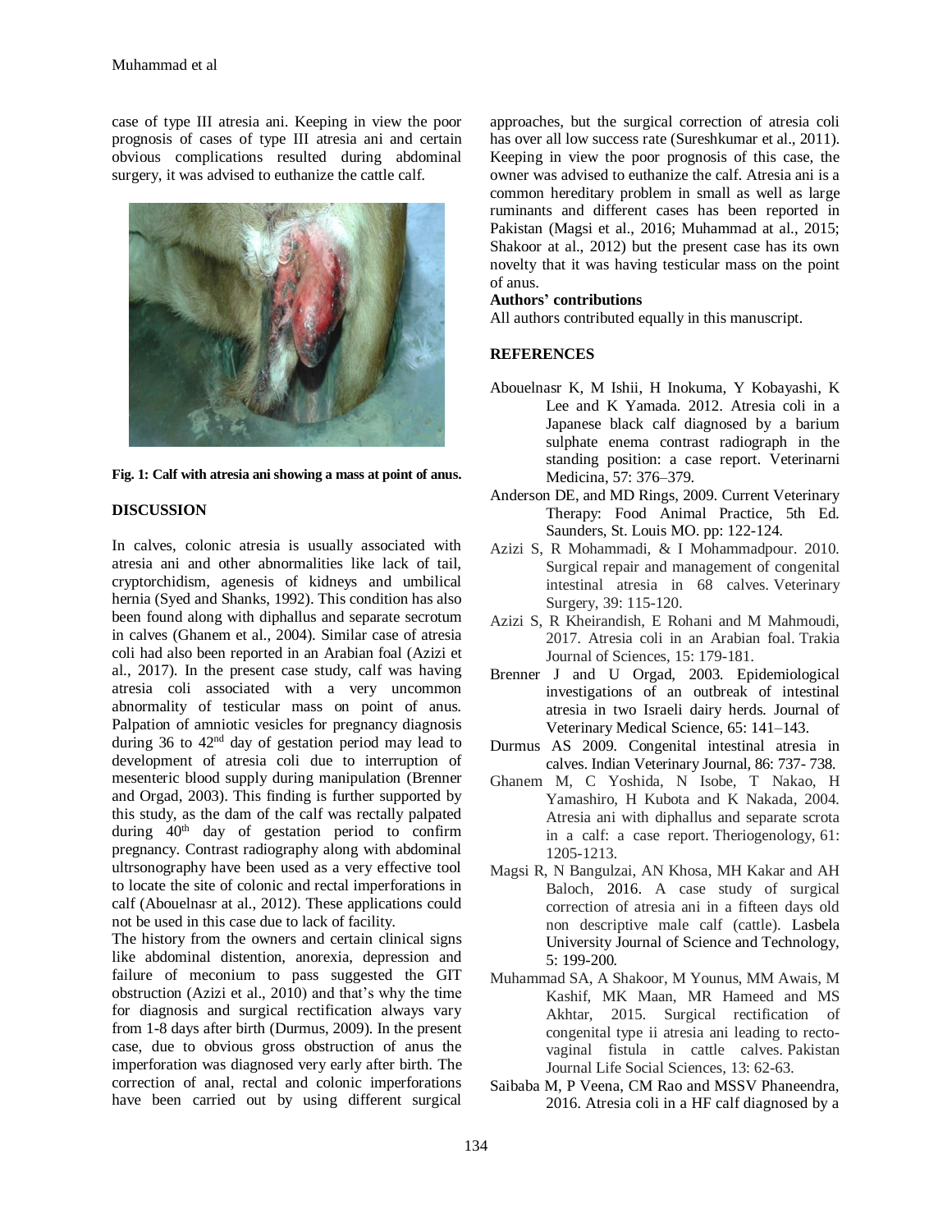case of type III atresia ani. Keeping in view the poor prognosis of cases of type III atresia ani and certain obvious complications resulted during abdominal surgery, it was advised to euthanize the cattle calf.

**Fig. 1: Calf with atresia ani showing a mass at point of anus.**

## DISCUSSION

In calves, colonic atresia is usually associated with atresia ani and other abnormalities like lack of tail, cryptorchidism, agenesis of kidneys and umbilical hernia (Syed and Shanks, 1992). This condition has also been found along with diphallus and separate secrotum in calves (Ghanem et al., 2004). Similar case of atresia coli had also been reported in an Arabian foal (Azizi et al., 2017). In the present case study, calf was having atresia coli associated with a very uncommon abnormality of testicular mass on point of anus. Palpation of amniotic vesicles for pregnancy diagnosis during 36 to 42nd day of gestation period may lead to development of atresia coli due to interruption of mesenteric blood supply during manipulation (Brenner and Orgad, 2003). This finding is further supported by this study, as the dam of the calf was rectally palpated during 40th day of gestation period to confirm pregnancy. Contrast radiography along with abdominal ultrsonography have been used as a very effective tool to locate the site of colonic and rectal imperforations in calf (Abouelnasr at al., 2012). These applications could not be used in this case due to lack of facility.

The history from the owners and certain clinical signs like abdominal distention, anorexia, depression and failure of meconium to pass suggested the GIT obstruction (Azizi et al., 2010) and that's why the time for diagnosis and surgical rectification always vary from 1-8 days after birth (Durmus, 2009). In the present case, due to obvious gross obstruction of anus the imperforation was diagnosed very early after birth. The correction of anal, rectal and colonic imperforations have been carried out by using different surgical approaches, but the surgical correction of atresia coli has over all low success rate (Sureshkumar et al., 2011). Keeping in view the poor prognosis of this case, the owner was advised to euthanize the calf. Atresia ani is a common hereditary problem in small as well as large ruminants and different cases has been reported in Pakistan (Magsi et al., 2016; Muhammad at al., 2015; Shakoor at al., 2012) but the present case has its own novelty that it was having testicular mass on the point of anus.

**Authors' contributions**

All authors contributed equally in this manuscript.

## REFERENCES

Abouelnasr K, M Ishii, H Inokuma, Y Kobayashi, K Lee and K Yamada. 2012. Atresia coli in a Japanese black calf diagnosed by a barium sulphate enema contrast radiograph in the standing position: a case report. Veterinarni Medicina, 57: 376–379.

Anderson DE, and MD Rings, 2009. Current Veterinary Therapy: Food Animal Practice, 5th Ed. Saunders, St. Louis MO. pp: 122-124.

Azizi S, R Mohammadi, & I Mohammadpour. 2010. Surgical repair and management of congenital intestinal atresia in 68 calves. Veterinary Surgery, 39: 115-120.

Azizi S, R Kheirandish, E Rohani and M Mahmoudi, 2017. Atresia coli in an Arabian foal. Trakia Journal of Sciences, 15: 179-181.

Brenner J and U Orgad, 2003. Epidemiological investigations of an outbreak of intestinal atresia in two Israeli dairy herds. Journal of Veterinary Medical Science, 65: 141–143.

Durmus AS 2009. Congenital intestinal atresia in calves. Indian Veterinary Journal, 86: 737- 738.

Ghanem M, C Yoshida, N Isobe, T Nakao, H Yamashiro, H Kubota and K Nakada, 2004. Atresia ani with diphallus and separate scrota in a calf: a case report. Theriogenology, 61: 1205-1213.

Magsi R, N Bangulzai, AN Khosa, MH Kakar and AH Baloch, 2016. A case study of surgical correction of atresia ani in a fifteen days old non descriptive male calf (cattle). Lasbela University Journal of Science and Technology, 5: 199-200.

Muhammad SA, A Shakoor, M Younus, MM Awais, M Kashif, MK Maan, MR Hameed and MS Akhtar, 2015. Surgical rectification of congenital type ii atresia ani leading to recto-vaginal fistula in cattle calves. Pakistan Journal Life Social Sciences, 13: 62-63.

Saibaba M, P Veena, CM Rao and MSSV Phaneendra, 2016. Atresia coli in a HF calf diagnosed by a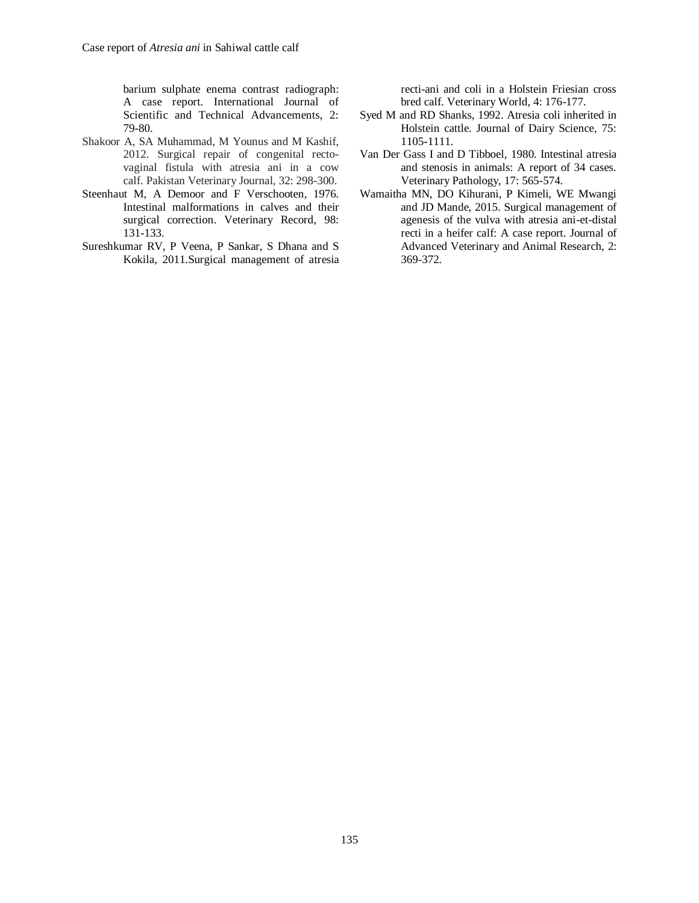barium sulphate enema contrast radiograph: A case report. International Journal of Scientific and Technical Advancements, 2: 79-80.

Shakoor A, SA Muhammad, M Younus and M Kashif, 2012. Surgical repair of congenital recto-vaginal fistula with atresia ani in a cow calf. Pakistan Veterinary Journal, 32: 298-300.

Steenhaut M, A Demoor and F Verschooten, 1976. Intestinal malformations in calves and their surgical correction. Veterinary Record, 98: 131-133.

Sureshkumar RV, P Veena, P Sankar, S Dhana and S Kokila, 2011.Surgical management of atresia recti-ani and coli in a Holstein Friesian cross bred calf. Veterinary World, 4: 176-177.

Syed M and RD Shanks, 1992. Atresia coli inherited in Holstein cattle. Journal of Dairy Science, 75: 1105-1111.

Van Der Gass I and D Tibboel, 1980. Intestinal atresia and stenosis in animals: A report of 34 cases. Veterinary Pathology, 17: 565-574.

Wamaitha MN, DO Kihurani, P Kimeli, WE Mwangi and JD Mande, 2015. Surgical management of agenesis of the vulva with atresia ani-et-distal recti in a heifer calf: A case report. Journal of Advanced Veterinary and Animal Research, 2: 369-372.